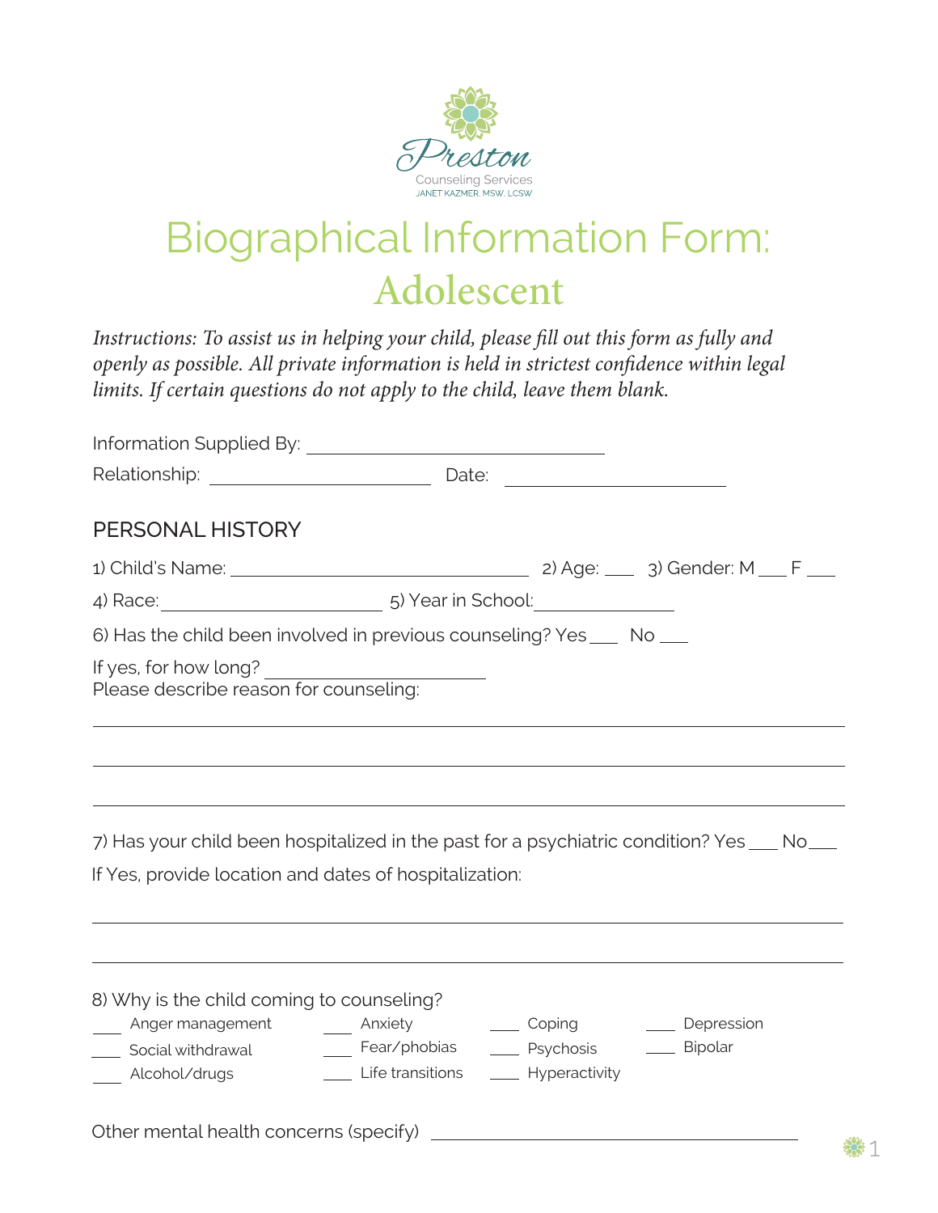Preston
Counseling Services
JANET KAZMER, MSW, LCSW

# Biographical Information Form: Adolescent

*Instructions: To assist us in helping your child, please fill out this form as fully and openly as possible. All private information is held in strictest confidence within legal limits. If certain questions do not apply to the child, leave them blank.*

Information Supplied By: ______________________________

Relationship: ______________________ Date: ______________________

## PERSONAL HISTORY

1) Child's Name: ______________________________ 2) Age: ___ 3) Gender: M ___ F ___

4) Race: ______________________ 5) Year in School: ______________

6) Has the child been involved in previous counseling? Yes ___ No ___

If yes, for how long? ______________________

Please describe reason for counseling:

_______________________________________________________________________________

_______________________________________________________________________________

_______________________________________________________________________________

7) Has your child been hospitalized in the past for a psychiatric condition? Yes ___ No ___

If Yes, provide location and dates of hospitalization:

_______________________________________________________________________________

_______________________________________________________________________________

8) Why is the child coming to counseling?

___ Anger management ___ Anxiety ___ Coping ___ Depression

___ Social withdrawal ___ Fear/phobias ___ Psychosis ___ Bipolar

___ Alcohol/drugs ___ Life transitions ___ Hyperactivity

Other mental health concerns (specify) ______________________________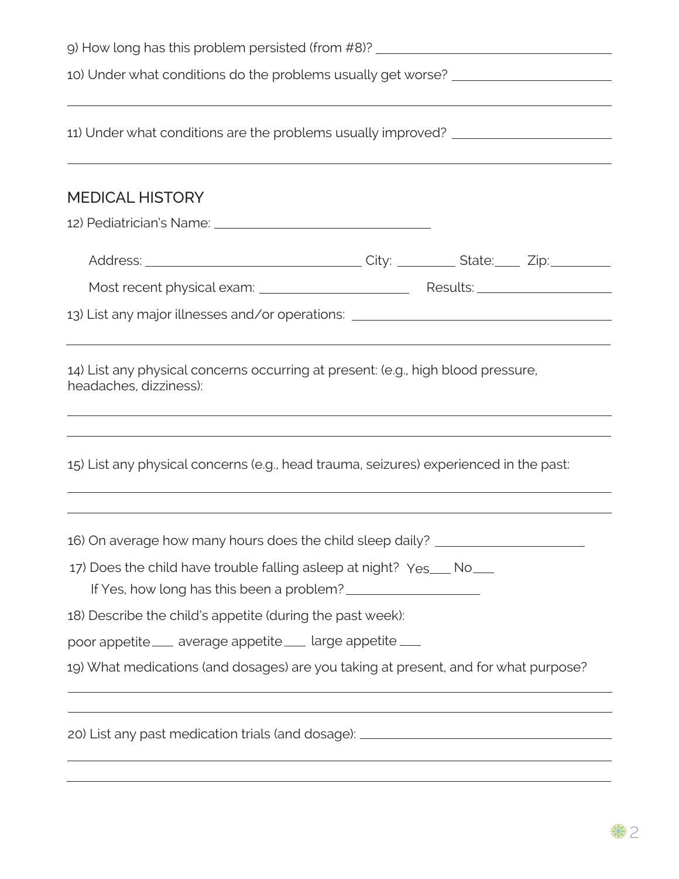9) How long has this problem persisted (from #8)? ____________________

10) Under what conditions do the problems usually get worse? ____________________

____________________________________________________________

11) Under what conditions are the problems usually improved? ____________________

____________________________________________________________

## MEDICAL HISTORY

12) Pediatrician's Name: ____________________

Address: ____________________ City: ________ State:____ Zip:________

Most recent physical exam: ____________________ Results: ____________________

13) List any major illnesses and/or operations: ____________________

____________________________________________________________

14) List any physical concerns occurring at present: (e.g., high blood pressure, headaches, dizziness):

____________________________________________________________

____________________________________________________________

15) List any physical concerns (e.g., head trauma, seizures) experienced in the past:

____________________________________________________________

____________________________________________________________

16) On average how many hours does the child sleep daily? ____________________

17) Does the child have trouble falling asleep at night? Yes___ No___

If Yes, how long has this been a problem? ____________________

18) Describe the child's appetite (during the past week):

poor appetite___ average appetite___ large appetite___

19) What medications (and dosages) are you taking at present, and for what purpose?

____________________________________________________________

____________________________________________________________

20) List any past medication trials (and dosage): ____________________

____________________________________________________________

____________________________________________________________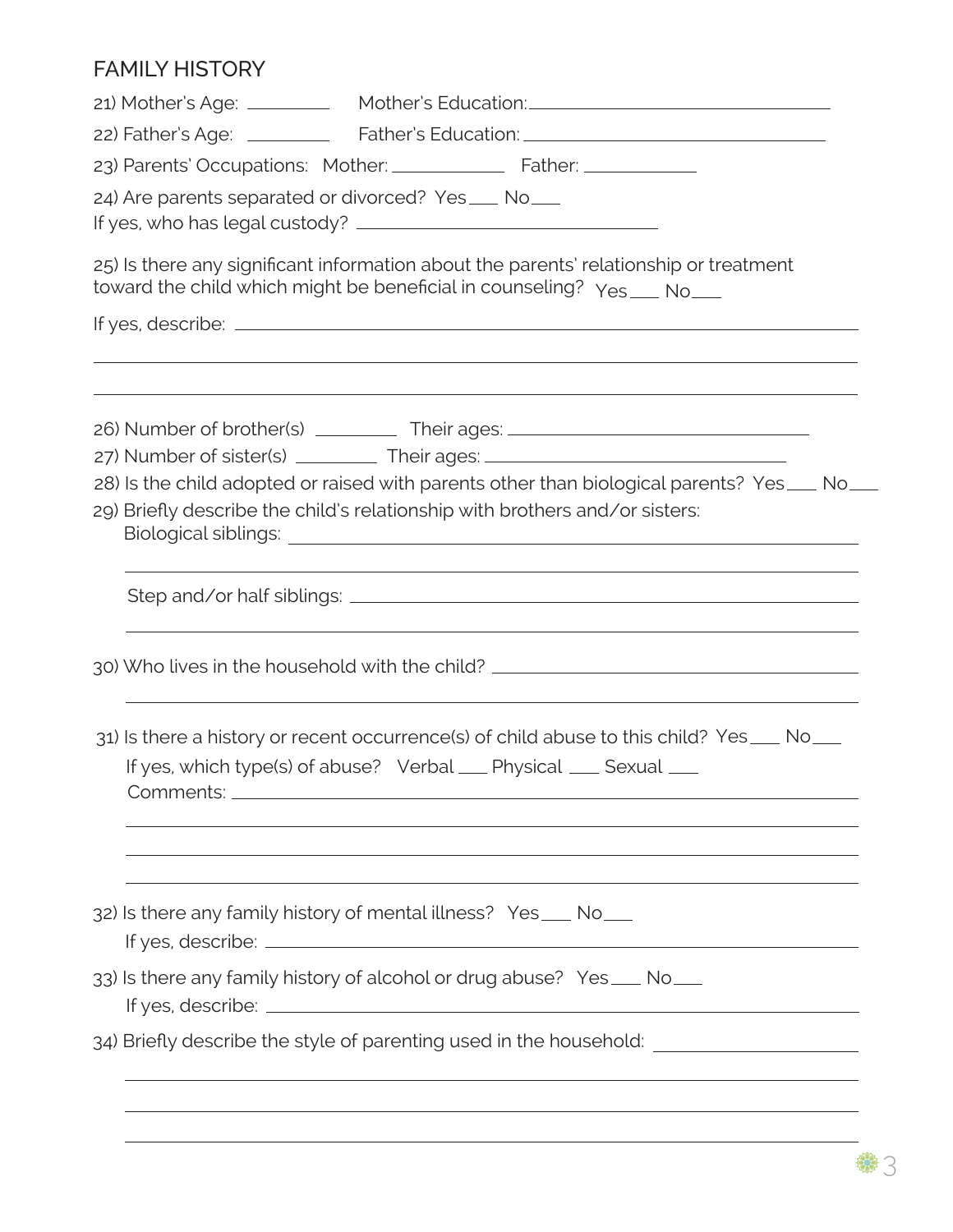## FAMILY HISTORY

21) Mother's Age: _________ Mother's Education: _________________________________

22) Father's Age: _________ Father's Education: _________________________________

23) Parents' Occupations: Mother: _____________ Father: _____________

24) Are parents separated or divorced? Yes ___ No ___
If yes, who has legal custody? _________________________________

25) Is there any significant information about the parents' relationship or treatment toward the child which might be beneficial in counseling? Yes ___ No ___

If yes, describe: _________________________________________________________________

_________________________________________________________________________________

_________________________________________________________________________________

26) Number of brother(s) _________ Their ages: _________________________________

27) Number of sister(s) _________ Their ages: _________________________________

28) Is the child adopted or raised with parents other than biological parents? Yes ___ No ___

29) Briefly describe the child's relationship with brothers and/or sisters:
Biological siblings: _______________________________________________________

_________________________________________________________________________________

Step and/or half siblings: _________________________________________________

_________________________________________________________________________________

30) Who lives in the household with the child? ______________________________________

_________________________________________________________________________________

31) Is there a history or recent occurrence(s) of child abuse to this child? Yes ___ No ___
If yes, which type(s) of abuse? Verbal ___ Physical ___ Sexual ___
Comments: _______________________________________________________________________

_________________________________________________________________________________

_________________________________________________________________________________

_________________________________________________________________________________

32) Is there any family history of mental illness? Yes ___ No ___
If yes, describe: _________________________________________________________________

33) Is there any family history of alcohol or drug abuse? Yes ___ No ___
If yes, describe: _________________________________________________________________

34) Briefly describe the style of parenting used in the household: ______________________

_________________________________________________________________________________

_________________________________________________________________________________

_________________________________________________________________________________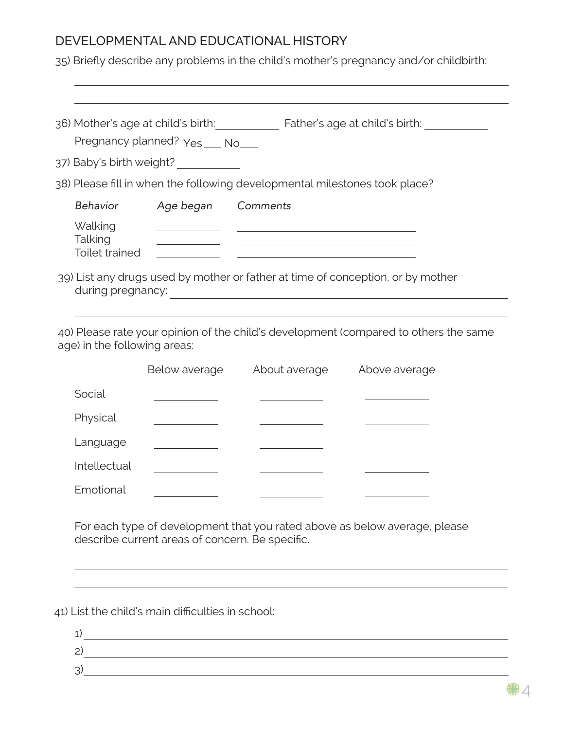## DEVELOPMENTAL AND EDUCATIONAL HISTORY

35) Briefly describe any problems in the child's mother's pregnancy and/or childbirth:

______________________________________________________________

______________________________________________________________

36) Mother's age at child's birth: __________ Father's age at child's birth: __________

Pregnancy planned? Yes___ No___

37) Baby's birth weight? __________

38) Please fill in when the following developmental milestones took place?

| *Behavior* | *Age began* | *Comments* |
|---|---|---|
| Walking | | |
| Talking | | |
| Toilet trained | | |

39) List any drugs used by mother or father at time of conception, or by mother during pregnancy: ______________________________________________________________

______________________________________________________________

40) Please rate your opinion of the child's development (compared to others the same age) in the following areas:

| | Below average | About average | Above average |
|---|---|---|---|
| Social | | | |
| Physical | | | |
| Language | | | |
| Intellectual | | | |
| Emotional | | | |

For each type of development that you rated above as below average, please describe current areas of concern. Be specific.

______________________________________________________________

______________________________________________________________

41) List the child's main difficulties in school:

1) ______________________________________________________________

2) ______________________________________________________________

3) ______________________________________________________________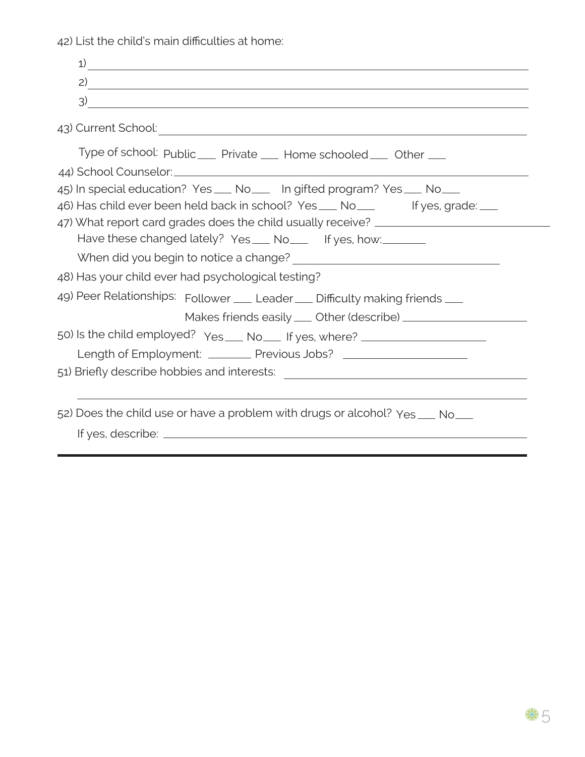42) List the child's main difficulties at home:

1) ______________________________________________

2) ______________________________________________

3) ______________________________________________

43) Current School: ______________________________________________

Type of school: Public ___ Private ___ Home schooled ___ Other ___

44) School Counselor: ______________________________________________

45) In special education? Yes ___ No ___ In gifted program? Yes ___ No ___

46) Has child ever been held back in school? Yes ___ No ___ If yes, grade: ___

47) What report card grades does the child usually receive? ____________________

Have these changed lately? Yes ___ No ___ If yes, how: ________

When did you begin to notice a change? ____________________

48) Has your child ever had psychological testing?

49) Peer Relationships: Follower ___ Leader ___ Difficulty making friends ___

Makes friends easily ___ Other (describe) ____________________

50) Is the child employed? Yes ___ No ___ If yes, where? ____________________

Length of Employment: ________ Previous Jobs? ____________________

51) Briefly describe hobbies and interests: ____________________

______________________________________________

52) Does the child use or have a problem with drugs or alcohol? Yes ___ No ___

If yes, describe: ______________________________________________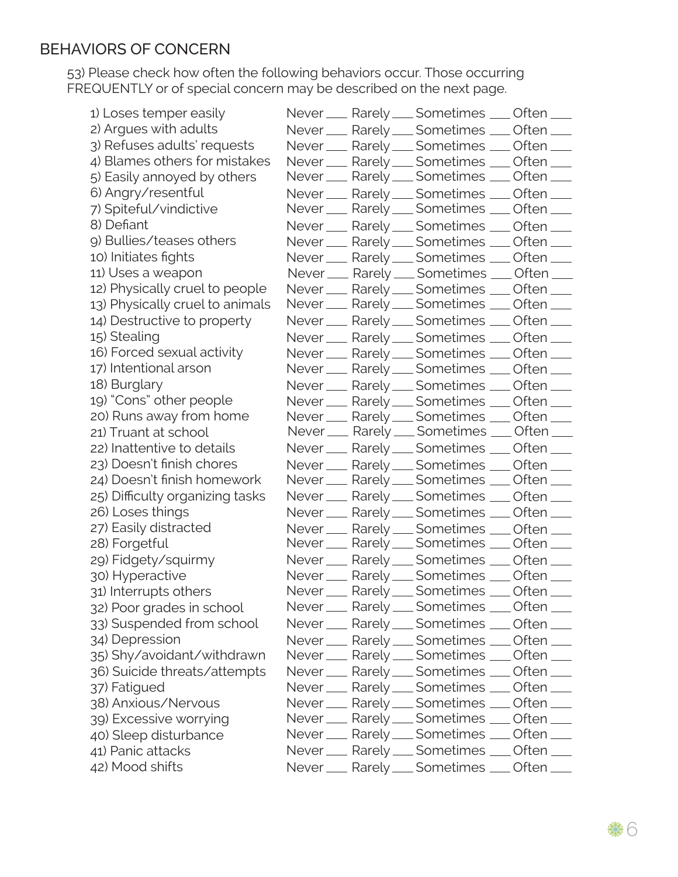## BEHAVIORS OF CONCERN

53) Please check how often the following behaviors occur. Those occurring FREQUENTLY or of special concern may be described on the next page.

1) Loses temper easily Never ___ Rarely ___ Sometimes ___ Often ___
2) Argues with adults Never ___ Rarely ___ Sometimes ___ Often ___
3) Refuses adults' requests Never ___ Rarely ___ Sometimes ___ Often ___
4) Blames others for mistakes Never ___ Rarely ___ Sometimes ___ Often ___
5) Easily annoyed by others Never ___ Rarely ___ Sometimes ___ Often ___
6) Angry/resentful Never ___ Rarely ___ Sometimes ___ Often ___
7) Spiteful/vindictive Never ___ Rarely ___ Sometimes ___ Often ___
8) Defiant Never ___ Rarely ___ Sometimes ___ Often ___
9) Bullies/teases others Never ___ Rarely ___ Sometimes ___ Often ___
10) Initiates fights Never ___ Rarely ___ Sometimes ___ Often ___
11) Uses a weapon Never ___ Rarely ___ Sometimes ___ Often ___
12) Physically cruel to people Never ___ Rarely ___ Sometimes ___ Often ___
13) Physically cruel to animals Never ___ Rarely ___ Sometimes ___ Often ___
14) Destructive to property Never ___ Rarely ___ Sometimes ___ Often ___
15) Stealing Never ___ Rarely ___ Sometimes ___ Often ___
16) Forced sexual activity Never ___ Rarely ___ Sometimes ___ Often ___
17) Intentional arson Never ___ Rarely ___ Sometimes ___ Often ___
18) Burglary Never ___ Rarely ___ Sometimes ___ Often ___
19) "Cons" other people Never ___ Rarely ___ Sometimes ___ Often ___
20) Runs away from home Never ___ Rarely ___ Sometimes ___ Often ___
21) Truant at school Never ___ Rarely ___ Sometimes ___ Often ___
22) Inattentive to details Never ___ Rarely ___ Sometimes ___ Often ___
23) Doesn't finish chores Never ___ Rarely ___ Sometimes ___ Often ___
24) Doesn't finish homework Never ___ Rarely ___ Sometimes ___ Often ___
25) Difficulty organizing tasks Never ___ Rarely ___ Sometimes ___ Often ___
26) Loses things Never ___ Rarely ___ Sometimes ___ Often ___
27) Easily distracted Never ___ Rarely ___ Sometimes ___ Often ___
28) Forgetful Never ___ Rarely ___ Sometimes ___ Often ___
29) Fidgety/squirmy Never ___ Rarely ___ Sometimes ___ Often ___
30) Hyperactive Never ___ Rarely ___ Sometimes ___ Often ___
31) Interrupts others Never ___ Rarely ___ Sometimes ___ Often ___
32) Poor grades in school Never ___ Rarely ___ Sometimes ___ Often ___
33) Suspended from school Never ___ Rarely ___ Sometimes ___ Often ___
34) Depression Never ___ Rarely ___ Sometimes ___ Often ___
35) Shy/avoidant/withdrawn Never ___ Rarely ___ Sometimes ___ Often ___
36) Suicide threats/attempts Never ___ Rarely ___ Sometimes ___ Often ___
37) Fatigued Never ___ Rarely ___ Sometimes ___ Often ___
38) Anxious/Nervous Never ___ Rarely ___ Sometimes ___ Often ___
39) Excessive worrying Never ___ Rarely ___ Sometimes ___ Often ___
40) Sleep disturbance Never ___ Rarely ___ Sometimes ___ Often ___
41) Panic attacks Never ___ Rarely ___ Sometimes ___ Often ___
42) Mood shifts Never ___ Rarely ___ Sometimes ___ Often ___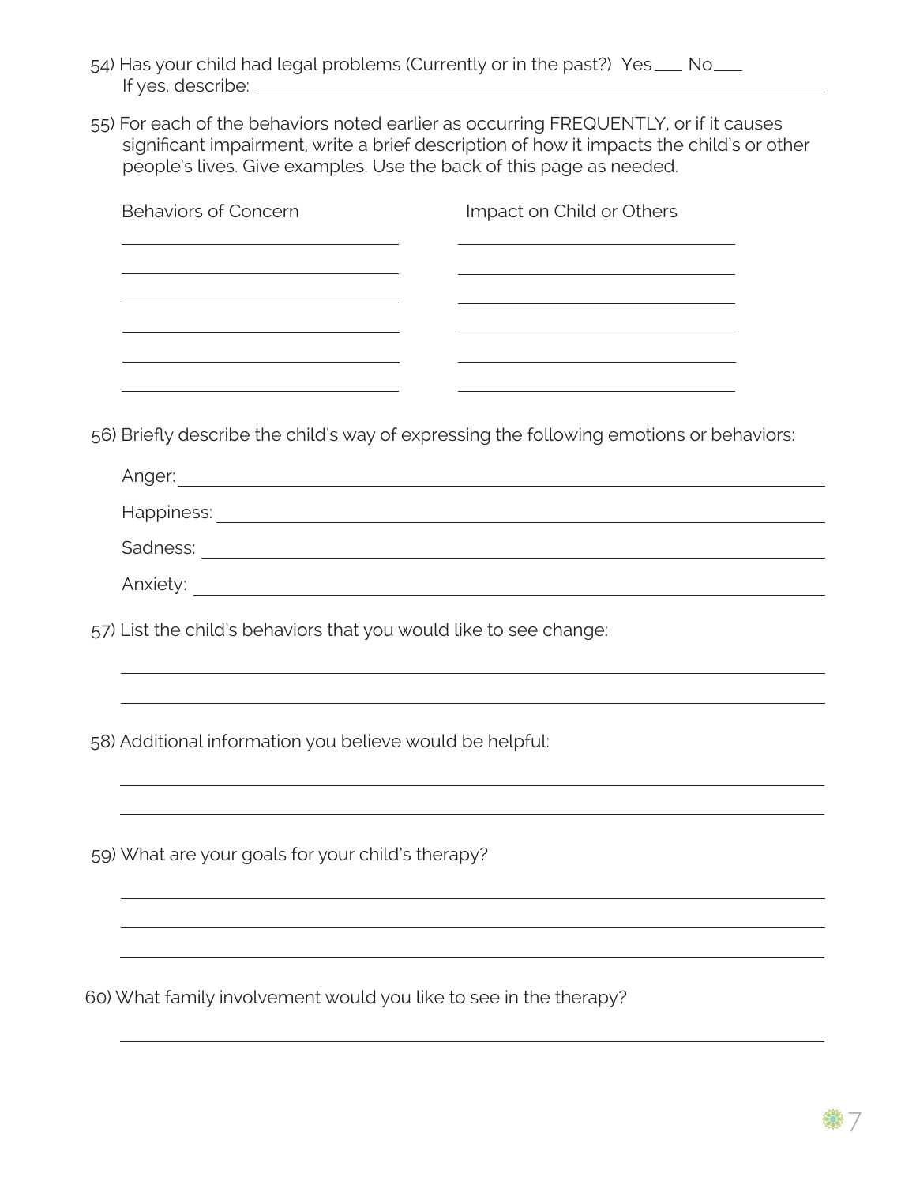54) Has your child had legal problems (Currently or in the past?) Yes ___ No___
If yes, describe: ______________________________________________

55) For each of the behaviors noted earlier as occurring FREQUENTLY, or if it causes significant impairment, write a brief description of how it impacts the child's or other people's lives. Give examples. Use the back of this page as needed.

| Behaviors of Concern | Impact on Child or Others |
| --- | --- |
| | |
| | |
| | |
| | |
| | |
| | |

56) Briefly describe the child's way of expressing the following emotions or behaviors:

Anger: ______________________________________________

Happiness: ______________________________________________

Sadness: ______________________________________________

Anxiety: ______________________________________________

57) List the child's behaviors that you would like to see change:

______________________________________________

______________________________________________

58) Additional information you believe would be helpful:

______________________________________________

______________________________________________

59) What are your goals for your child's therapy?

______________________________________________

______________________________________________

______________________________________________

60) What family involvement would you like to see in the therapy?

______________________________________________